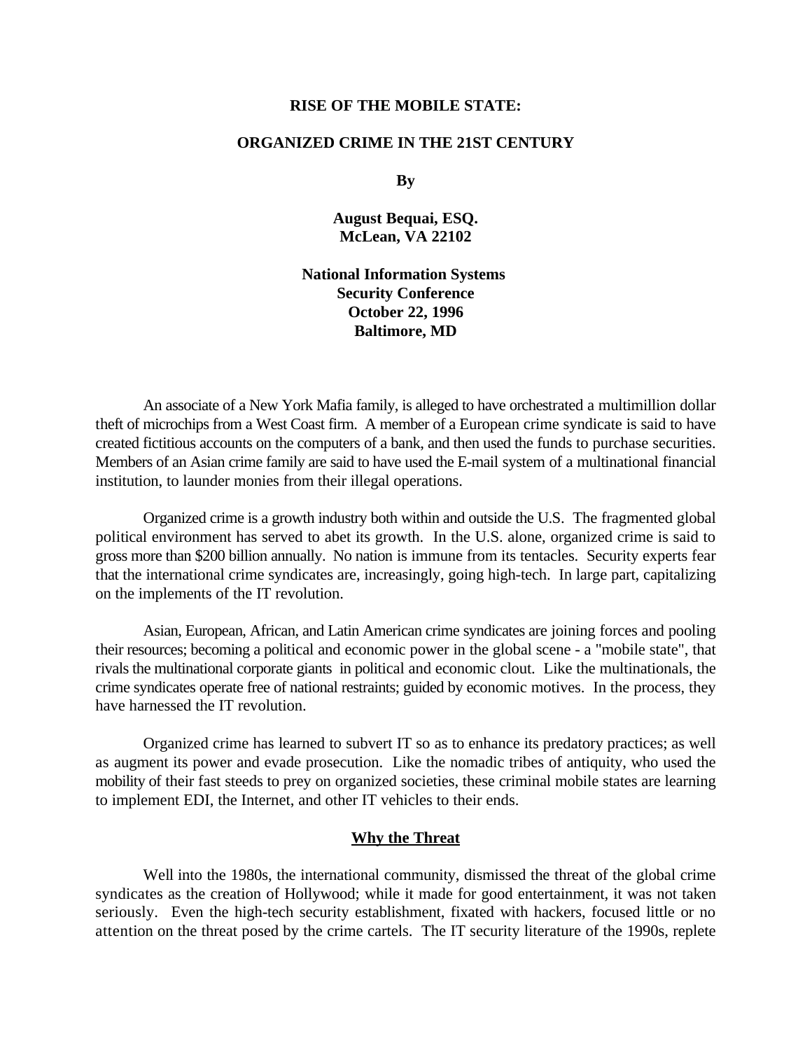# RISE OF THE MOBILE STATE:

## ORGANIZED CRIME IN THE 21ST CENTURY

**By**

**August Bequai, ESQ.**
**McLean, VA 22102**

**National Information Systems Security Conference**
**October 22, 1996**
**Baltimore, MD**

An associate of a New York Mafia family, is alleged to have orchestrated a multimillion dollar theft of microchips from a West Coast firm. A member of a European crime syndicate is said to have created fictitious accounts on the computers of a bank, and then used the funds to purchase securities. Members of an Asian crime family are said to have used the E-mail system of a multinational financial institution, to launder monies from their illegal operations.

Organized crime is a growth industry both within and outside the U.S. The fragmented global political environment has served to abet its growth. In the U.S. alone, organized crime is said to gross more than $200 billion annually. No nation is immune from its tentacles. Security experts fear that the international crime syndicates are, increasingly, going high-tech. In large part, capitalizing on the implements of the IT revolution.

Asian, European, African, and Latin American crime syndicates are joining forces and pooling their resources; becoming a political and economic power in the global scene - a "mobile state", that rivals the multinational corporate giants in political and economic clout. Like the multinationals, the crime syndicates operate free of national restraints; guided by economic motives. In the process, they have harnessed the IT revolution.

Organized crime has learned to subvert IT so as to enhance its predatory practices; as well as augment its power and evade prosecution. Like the nomadic tribes of antiquity, who used the mobility of their fast steeds to prey on organized societies, these criminal mobile states are learning to implement EDI, the Internet, and other IT vehicles to their ends.

### Why the Threat

Well into the 1980s, the international community, dismissed the threat of the global crime syndicates as the creation of Hollywood; while it made for good entertainment, it was not taken seriously. Even the high-tech security establishment, fixated with hackers, focused little or no attention on the threat posed by the crime cartels. The IT security literature of the 1990s, replete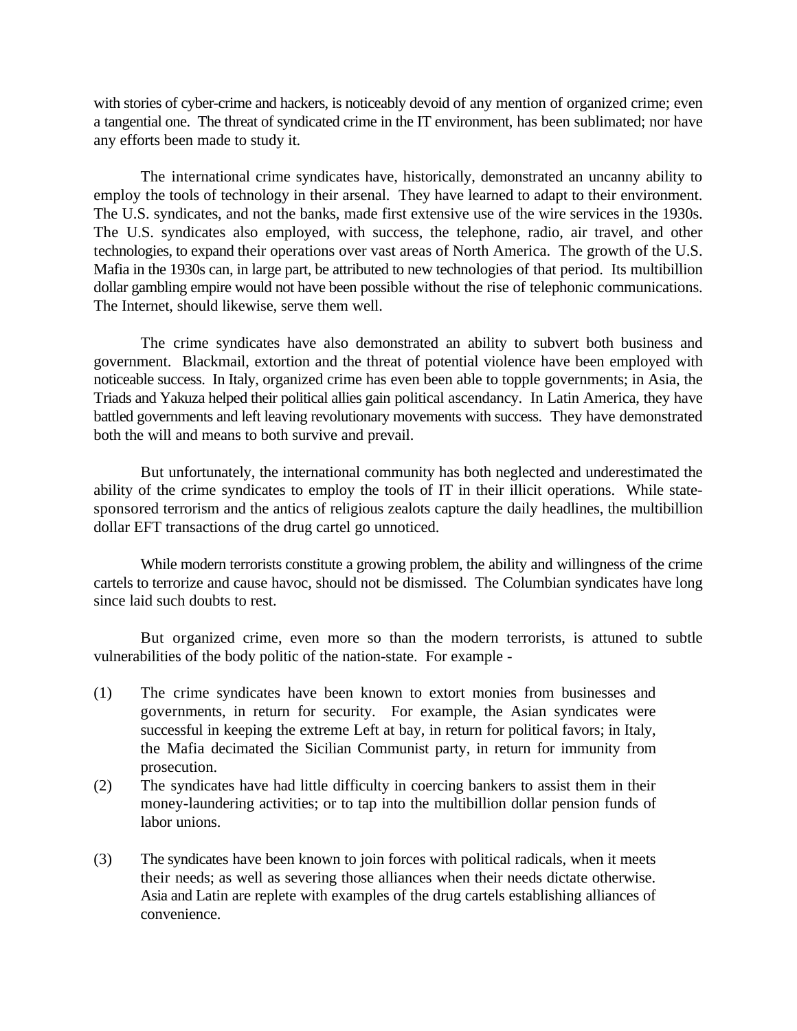with stories of cyber-crime and hackers, is noticeably devoid of any mention of organized crime; even a tangential one. The threat of syndicated crime in the IT environment, has been sublimated; nor have any efforts been made to study it.

The international crime syndicates have, historically, demonstrated an uncanny ability to employ the tools of technology in their arsenal. They have learned to adapt to their environment. The U.S. syndicates, and not the banks, made first extensive use of the wire services in the 1930s. The U.S. syndicates also employed, with success, the telephone, radio, air travel, and other technologies, to expand their operations over vast areas of North America. The growth of the U.S. Mafia in the 1930s can, in large part, be attributed to new technologies of that period. Its multibillion dollar gambling empire would not have been possible without the rise of telephonic communications. The Internet, should likewise, serve them well.

The crime syndicates have also demonstrated an ability to subvert both business and government. Blackmail, extortion and the threat of potential violence have been employed with noticeable success. In Italy, organized crime has even been able to topple governments; in Asia, the Triads and Yakuza helped their political allies gain political ascendancy. In Latin America, they have battled governments and left leaving revolutionary movements with success. They have demonstrated both the will and means to both survive and prevail.

But unfortunately, the international community has both neglected and underestimated the ability of the crime syndicates to employ the tools of IT in their illicit operations. While state-sponsored terrorism and the antics of religious zealots capture the daily headlines, the multibillion dollar EFT transactions of the drug cartel go unnoticed.

While modern terrorists constitute a growing problem, the ability and willingness of the crime cartels to terrorize and cause havoc, should not be dismissed. The Columbian syndicates have long since laid such doubts to rest.

But organized crime, even more so than the modern terrorists, is attuned to subtle vulnerabilities of the body politic of the nation-state. For example -

(1) The crime syndicates have been known to extort monies from businesses and governments, in return for security. For example, the Asian syndicates were successful in keeping the extreme Left at bay, in return for political favors; in Italy, the Mafia decimated the Sicilian Communist party, in return for immunity from prosecution.

(2) The syndicates have had little difficulty in coercing bankers to assist them in their money-laundering activities; or to tap into the multibillion dollar pension funds of labor unions.

(3) The syndicates have been known to join forces with political radicals, when it meets their needs; as well as severing those alliances when their needs dictate otherwise. Asia and Latin are replete with examples of the drug cartels establishing alliances of convenience.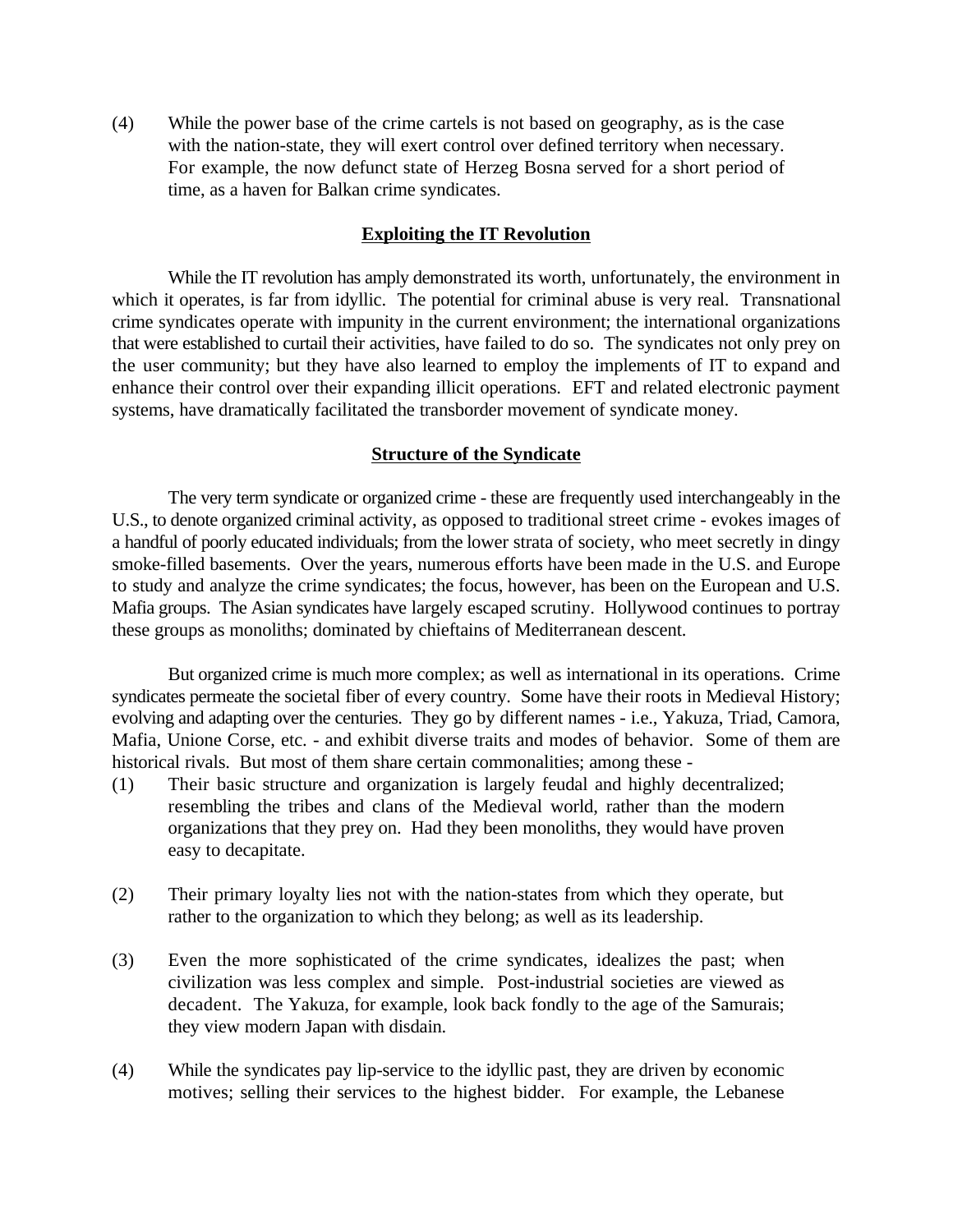(4) While the power base of the crime cartels is not based on geography, as is the case with the nation-state, they will exert control over defined territory when necessary. For example, the now defunct state of Herzeg Bosna served for a short period of time, as a haven for Balkan crime syndicates.

## Exploiting the IT Revolution

While the IT revolution has amply demonstrated its worth, unfortunately, the environment in which it operates, is far from idyllic. The potential for criminal abuse is very real. Transnational crime syndicates operate with impunity in the current environment; the international organizations that were established to curtail their activities, have failed to do so. The syndicates not only prey on the user community; but they have also learned to employ the implements of IT to expand and enhance their control over their expanding illicit operations. EFT and related electronic payment systems, have dramatically facilitated the transborder movement of syndicate money.

## Structure of the Syndicate

The very term syndicate or organized crime - these are frequently used interchangeably in the U.S., to denote organized criminal activity, as opposed to traditional street crime - evokes images of a handful of poorly educated individuals; from the lower strata of society, who meet secretly in dingy smoke-filled basements. Over the years, numerous efforts have been made in the U.S. and Europe to study and analyze the crime syndicates; the focus, however, has been on the European and U.S. Mafia groups. The Asian syndicates have largely escaped scrutiny. Hollywood continues to portray these groups as monoliths; dominated by chieftains of Mediterranean descent.

But organized crime is much more complex; as well as international in its operations. Crime syndicates permeate the societal fiber of every country. Some have their roots in Medieval History; evolving and adapting over the centuries. They go by different names - i.e., Yakuza, Triad, Camora, Mafia, Unione Corse, etc. - and exhibit diverse traits and modes of behavior. Some of them are historical rivals. But most of them share certain commonalities; among these -

(1) Their basic structure and organization is largely feudal and highly decentralized; resembling the tribes and clans of the Medieval world, rather than the modern organizations that they prey on. Had they been monoliths, they would have proven easy to decapitate.

(2) Their primary loyalty lies not with the nation-states from which they operate, but rather to the organization to which they belong; as well as its leadership.

(3) Even the more sophisticated of the crime syndicates, idealizes the past; when civilization was less complex and simple. Post-industrial societies are viewed as decadent. The Yakuza, for example, look back fondly to the age of the Samurais; they view modern Japan with disdain.

(4) While the syndicates pay lip-service to the idyllic past, they are driven by economic motives; selling their services to the highest bidder. For example, the Lebanese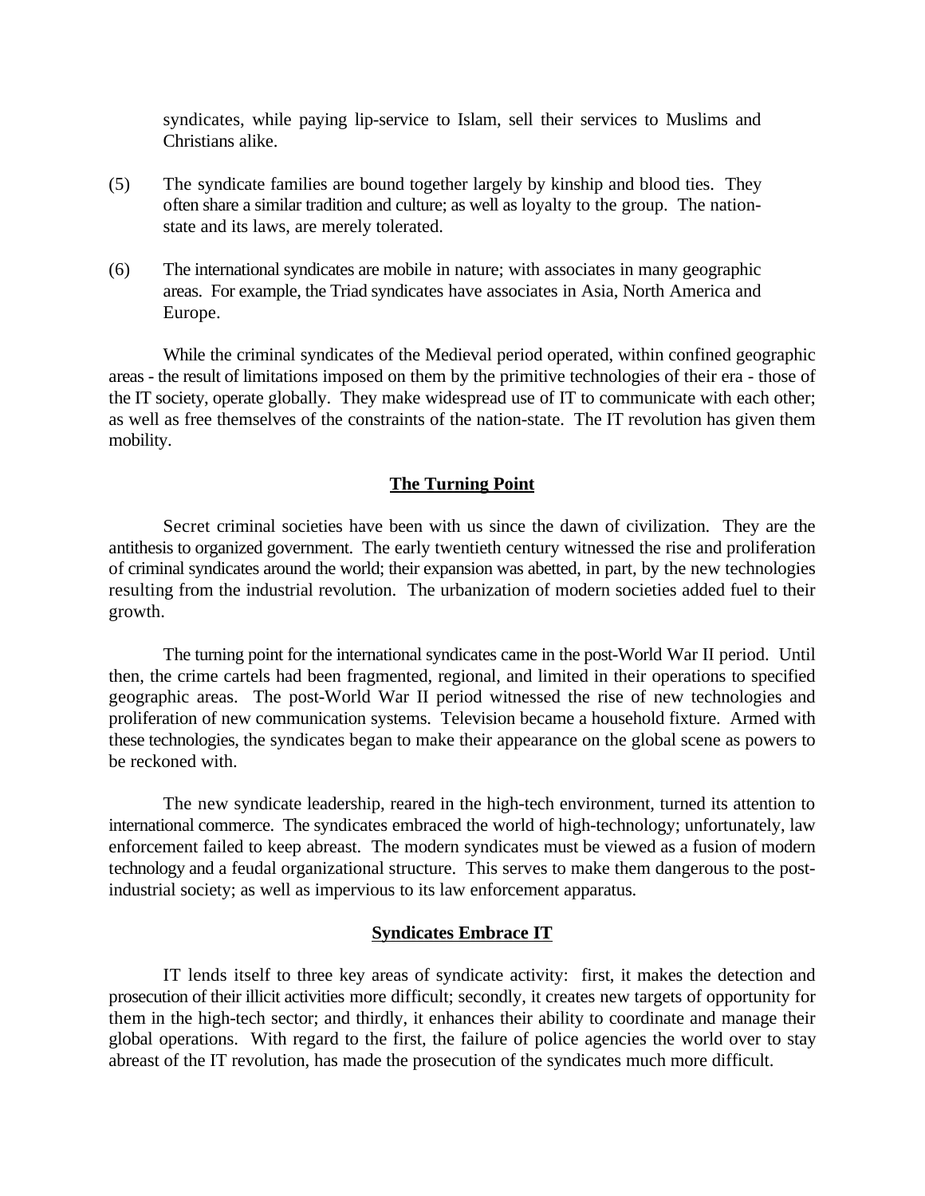syndicates, while paying lip-service to Islam, sell their services to Muslims and Christians alike.

(5) The syndicate families are bound together largely by kinship and blood ties. They often share a similar tradition and culture; as well as loyalty to the group. The nation-state and its laws, are merely tolerated.

(6) The international syndicates are mobile in nature; with associates in many geographic areas. For example, the Triad syndicates have associates in Asia, North America and Europe.

While the criminal syndicates of the Medieval period operated, within confined geographic areas - the result of limitations imposed on them by the primitive technologies of their era - those of the IT society, operate globally. They make widespread use of IT to communicate with each other; as well as free themselves of the constraints of the nation-state. The IT revolution has given them mobility.

## The Turning Point

Secret criminal societies have been with us since the dawn of civilization. They are the antithesis to organized government. The early twentieth century witnessed the rise and proliferation of criminal syndicates around the world; their expansion was abetted, in part, by the new technologies resulting from the industrial revolution. The urbanization of modern societies added fuel to their growth.

The turning point for the international syndicates came in the post-World War II period. Until then, the crime cartels had been fragmented, regional, and limited in their operations to specified geographic areas. The post-World War II period witnessed the rise of new technologies and proliferation of new communication systems. Television became a household fixture. Armed with these technologies, the syndicates began to make their appearance on the global scene as powers to be reckoned with.

The new syndicate leadership, reared in the high-tech environment, turned its attention to international commerce. The syndicates embraced the world of high-technology; unfortunately, law enforcement failed to keep abreast. The modern syndicates must be viewed as a fusion of modern technology and a feudal organizational structure. This serves to make them dangerous to the post-industrial society; as well as impervious to its law enforcement apparatus.

## Syndicates Embrace IT

IT lends itself to three key areas of syndicate activity: first, it makes the detection and prosecution of their illicit activities more difficult; secondly, it creates new targets of opportunity for them in the high-tech sector; and thirdly, it enhances their ability to coordinate and manage their global operations. With regard to the first, the failure of police agencies the world over to stay abreast of the IT revolution, has made the prosecution of the syndicates much more difficult.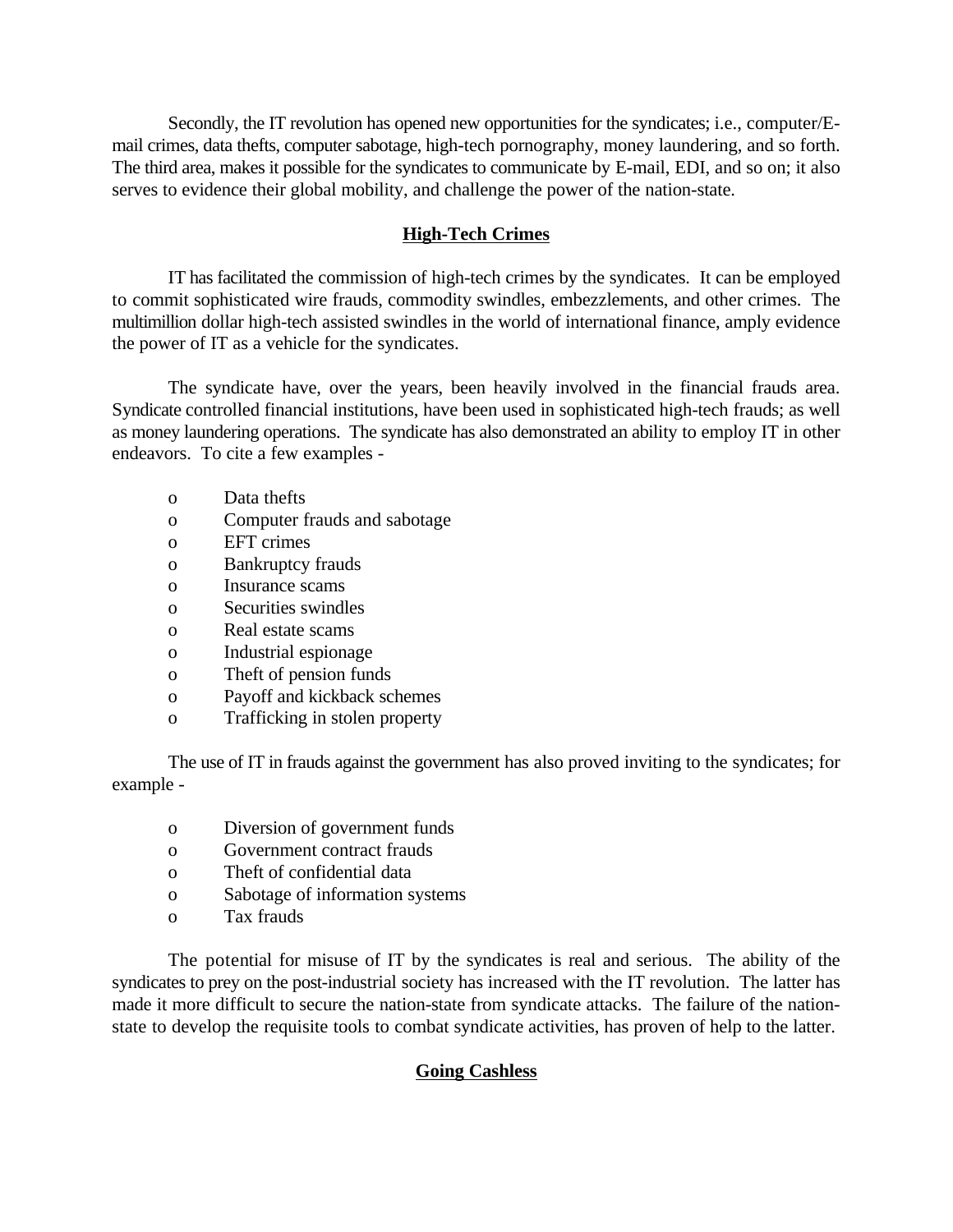Secondly, the IT revolution has opened new opportunities for the syndicates; i.e., computer/E-mail crimes, data thefts, computer sabotage, high-tech pornography, money laundering, and so forth. The third area, makes it possible for the syndicates to communicate by E-mail, EDI, and so on; it also serves to evidence their global mobility, and challenge the power of the nation-state.

## High-Tech Crimes

IT has facilitated the commission of high-tech crimes by the syndicates. It can be employed to commit sophisticated wire frauds, commodity swindles, embezzlements, and other crimes. The multimillion dollar high-tech assisted swindles in the world of international finance, amply evidence the power of IT as a vehicle for the syndicates.

The syndicate have, over the years, been heavily involved in the financial frauds area. Syndicate controlled financial institutions, have been used in sophisticated high-tech frauds; as well as money laundering operations. The syndicate has also demonstrated an ability to employ IT in other endeavors. To cite a few examples -

- Data thefts
- Computer frauds and sabotage
- EFT crimes
- Bankruptcy frauds
- Insurance scams
- Securities swindles
- Real estate scams
- Industrial espionage
- Theft of pension funds
- Payoff and kickback schemes
- Trafficking in stolen property

The use of IT in frauds against the government has also proved inviting to the syndicates; for example -

- Diversion of government funds
- Government contract frauds
- Theft of confidential data
- Sabotage of information systems
- Tax frauds

The potential for misuse of IT by the syndicates is real and serious. The ability of the syndicates to prey on the post-industrial society has increased with the IT revolution. The latter has made it more difficult to secure the nation-state from syndicate attacks. The failure of the nation-state to develop the requisite tools to combat syndicate activities, has proven of help to the latter.

## Going Cashless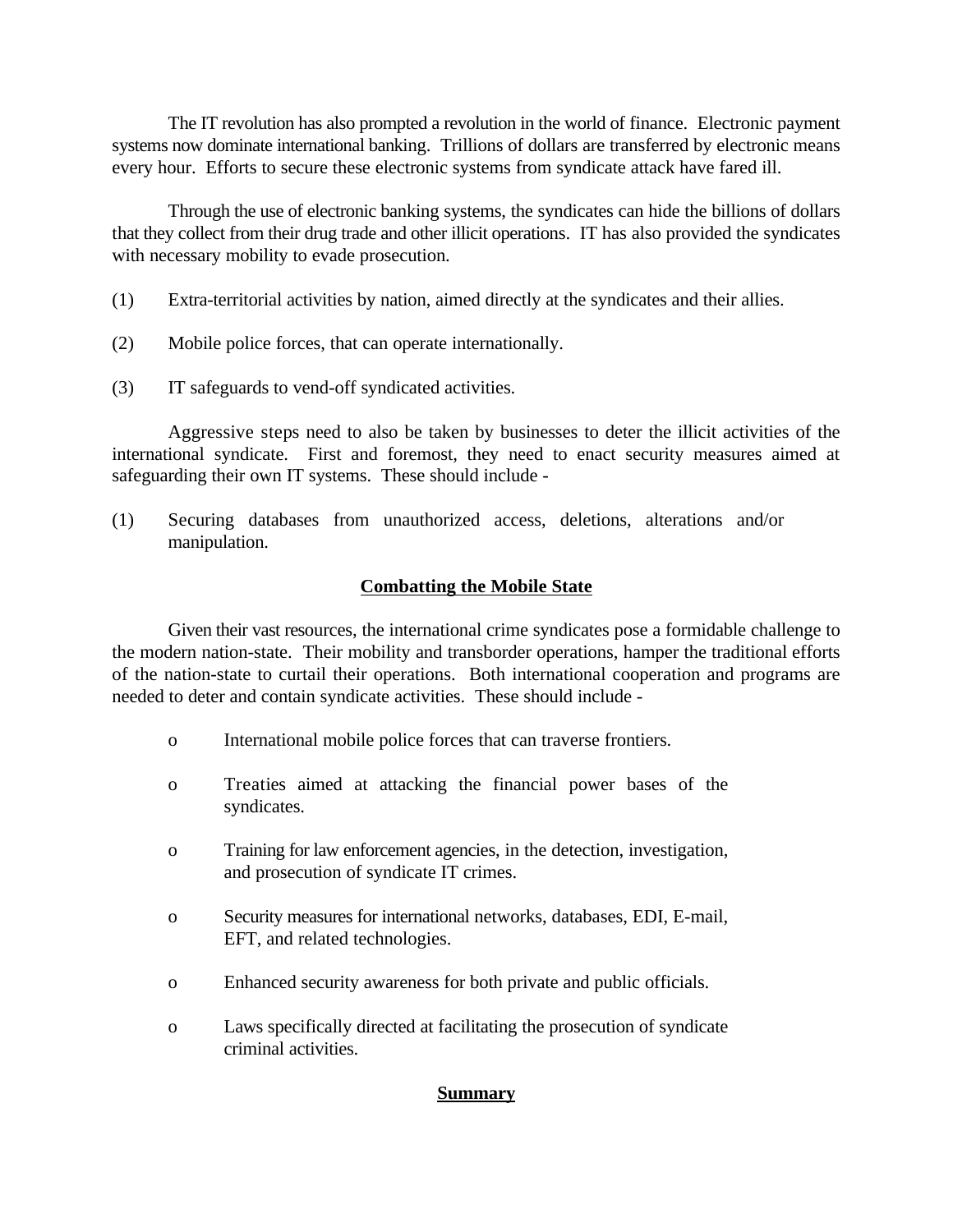The IT revolution has also prompted a revolution in the world of finance. Electronic payment systems now dominate international banking. Trillions of dollars are transferred by electronic means every hour. Efforts to secure these electronic systems from syndicate attack have fared ill.

Through the use of electronic banking systems, the syndicates can hide the billions of dollars that they collect from their drug trade and other illicit operations. IT has also provided the syndicates with necessary mobility to evade prosecution.

(1) Extra-territorial activities by nation, aimed directly at the syndicates and their allies.

(2) Mobile police forces, that can operate internationally.

(3) IT safeguards to vend-off syndicated activities.

Aggressive steps need to also be taken by businesses to deter the illicit activities of the international syndicate. First and foremost, they need to enact security measures aimed at safeguarding their own IT systems. These should include -

(1) Securing databases from unauthorized access, deletions, alterations and/or manipulation.

## Combatting the Mobile State

Given their vast resources, the international crime syndicates pose a formidable challenge to the modern nation-state. Their mobility and transborder operations, hamper the traditional efforts of the nation-state to curtail their operations. Both international cooperation and programs are needed to deter and contain syndicate activities. These should include -

- International mobile police forces that can traverse frontiers.
- Treaties aimed at attacking the financial power bases of the syndicates.
- Training for law enforcement agencies, in the detection, investigation, and prosecution of syndicate IT crimes.
- Security measures for international networks, databases, EDI, E-mail, EFT, and related technologies.
- Enhanced security awareness for both private and public officials.
- Laws specifically directed at facilitating the prosecution of syndicate criminal activities.

## Summary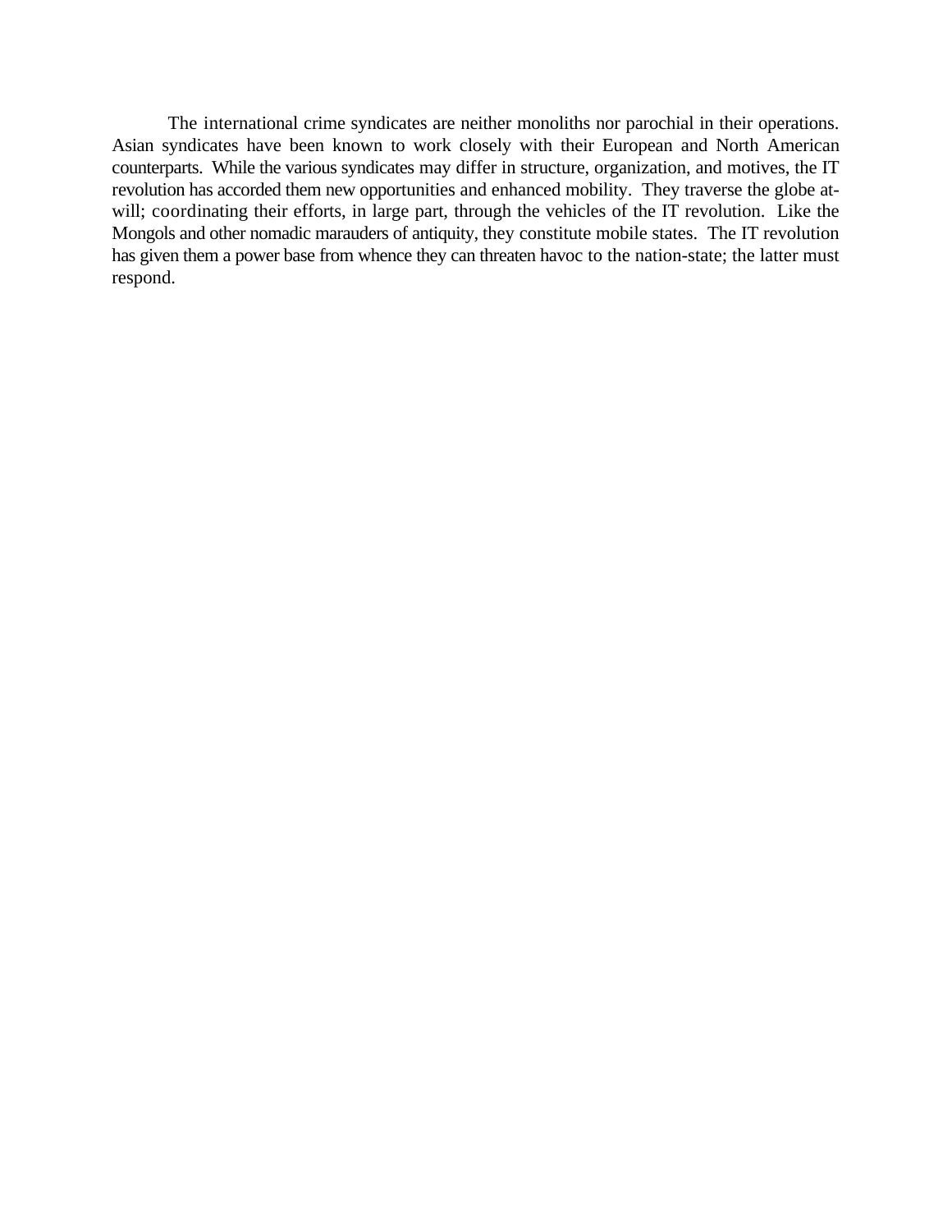The international crime syndicates are neither monoliths nor parochial in their operations. Asian syndicates have been known to work closely with their European and North American counterparts. While the various syndicates may differ in structure, organization, and motives, the IT revolution has accorded them new opportunities and enhanced mobility. They traverse the globe at-will; coordinating their efforts, in large part, through the vehicles of the IT revolution. Like the Mongols and other nomadic marauders of antiquity, they constitute mobile states. The IT revolution has given them a power base from whence they can threaten havoc to the nation-state; the latter must respond.